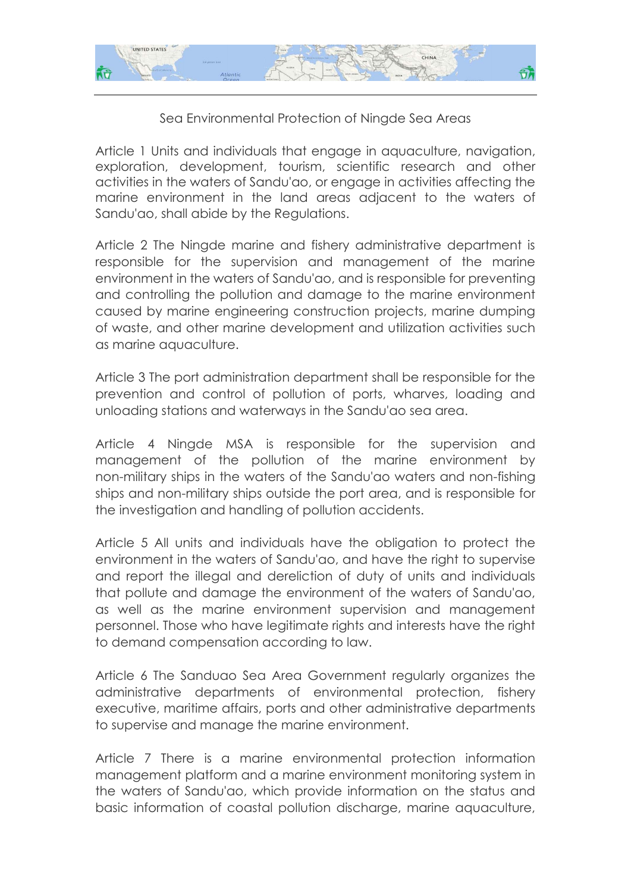# Sea Environmental Protection of Ningde Sea Areas

Article 1 Units and individuals that engage in aquaculture, navigation, exploration, development, tourism, scientific research and other activities in the waters of Sandu'ao, or engage in activities affecting the marine environment in the land areas adjacent to the waters of Sandu'ao, shall abide by the Regulations.

Article 2 The Ningde marine and fishery administrative department is responsible for the supervision and management of the marine environment in the waters of Sandu'ao, and is responsible for preventing and controlling the pollution and damage to the marine environment caused by marine engineering construction projects, marine dumping of waste, and other marine development and utilization activities such as marine aquaculture.

Article 3 The port administration department shall be responsible for the prevention and control of pollution of ports, wharves, loading and unloading stations and waterways in the Sandu'ao sea area.

Article 4 Ningde MSA is responsible for the supervision and management of the pollution of the marine environment by non-military ships in the waters of the Sandu'ao waters and non-fishing ships and non-military ships outside the port area, and is responsible for the investigation and handling of pollution accidents.

Article 5 All units and individuals have the obligation to protect the environment in the waters of Sandu'ao, and have the right to supervise and report the illegal and dereliction of duty of units and individuals that pollute and damage the environment of the waters of Sandu'ao, as well as the marine environment supervision and management personnel. Those who have legitimate rights and interests have the right to demand compensation according to law.

Article 6 The Sanduao Sea Area Government regularly organizes the administrative departments of environmental protection, fishery executive, maritime affairs, ports and other administrative departments to supervise and manage the marine environment.

Article 7 There is a marine environmental protection information management platform and a marine environment monitoring system in the waters of Sandu'ao, which provide information on the status and basic information of coastal pollution discharge, marine aquaculture,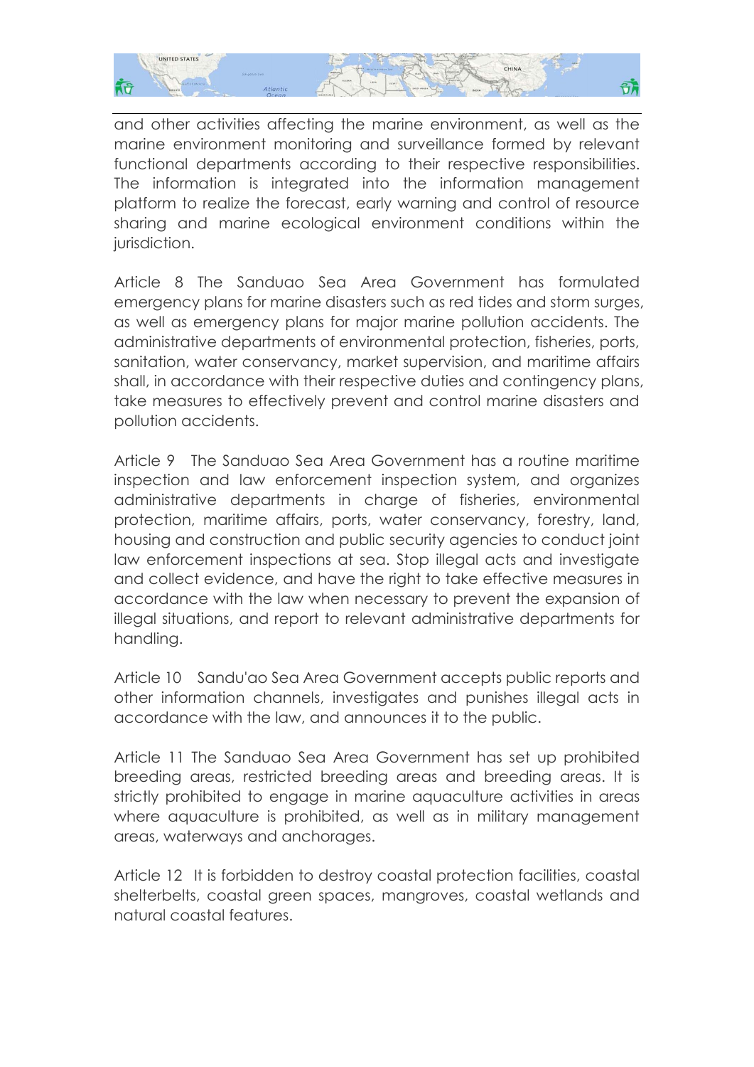and other activities affecting the marine environment, as well as the marine environment monitoring and surveillance formed by relevant functional departments according to their respective responsibilities. The information is integrated into the information management platform to realize the forecast, early warning and control of resource sharing and marine ecological environment conditions within the jurisdiction.

Article 8 The Sanduao Sea Area Government has formulated emergency plans for marine disasters such as red tides and storm surges, as well as emergency plans for major marine pollution accidents. The administrative departments of environmental protection, fisheries, ports, sanitation, water conservancy, market supervision, and maritime affairs shall, in accordance with their respective duties and contingency plans, take measures to effectively prevent and control marine disasters and pollution accidents.

Article 9 The Sanduao Sea Area Government has a routine maritime inspection and law enforcement inspection system, and organizes administrative departments in charge of fisheries, environmental protection, maritime affairs, ports, water conservancy, forestry, land, housing and construction and public security agencies to conduct joint law enforcement inspections at sea. Stop illegal acts and investigate and collect evidence, and have the right to take effective measures in accordance with the law when necessary to prevent the expansion of illegal situations, and report to relevant administrative departments for handling.

Article 10 Sandu'ao Sea Area Government accepts public reports and other information channels, investigates and punishes illegal acts in accordance with the law, and announces it to the public.

Article 11 The Sanduao Sea Area Government has set up prohibited breeding areas, restricted breeding areas and breeding areas. It is strictly prohibited to engage in marine aquaculture activities in areas where aquaculture is prohibited, as well as in military management areas, waterways and anchorages.

Article 12 It is forbidden to destroy coastal protection facilities, coastal shelterbelts, coastal green spaces, mangroves, coastal wetlands and natural coastal features.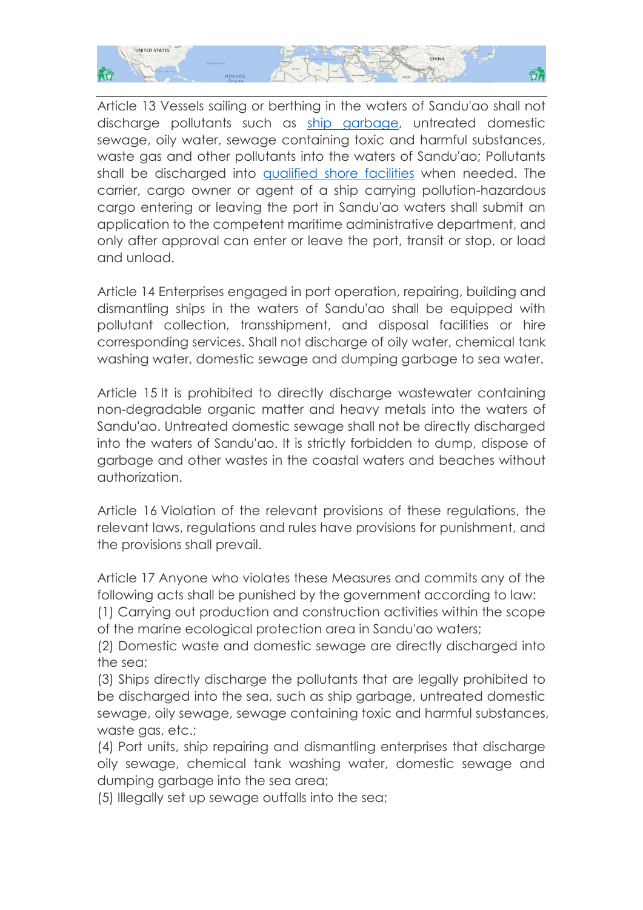Article 13 Vessels sailing or berthing in the waters of Sandu'ao shall not discharge pollutants such as ship garbage, untreated domestic sewage, oily water, sewage containing toxic and harmful substances, waste gas and other pollutants into the waters of Sandu'ao; Pollutants shall be discharged into qualified shore facilities when needed. The carrier, cargo owner or agent of a ship carrying pollution-hazardous cargo entering or leaving the port in Sandu'ao waters shall submit an application to the competent maritime administrative department, and only after approval can enter or leave the port, transit or stop, or load and unload.

Article 14 Enterprises engaged in port operation, repairing, building and dismantling ships in the waters of Sandu'ao shall be equipped with pollutant collection, transshipment, and disposal facilities or hire corresponding services. Shall not discharge of oily water, chemical tank washing water, domestic sewage and dumping garbage to sea water.

Article 15 It is prohibited to directly discharge wastewater containing non-degradable organic matter and heavy metals into the waters of Sandu'ao. Untreated domestic sewage shall not be directly discharged into the waters of Sandu'ao. It is strictly forbidden to dump, dispose of garbage and other wastes in the coastal waters and beaches without authorization.

Article 16 Violation of the relevant provisions of these regulations, the relevant laws, regulations and rules have provisions for punishment, and the provisions shall prevail.

Article 17 Anyone who violates these Measures and commits any of the following acts shall be punished by the government according to law:
(1) Carrying out production and construction activities within the scope of the marine ecological protection area in Sandu'ao waters;
(2) Domestic waste and domestic sewage are directly discharged into the sea;
(3) Ships directly discharge the pollutants that are legally prohibited to be discharged into the sea, such as ship garbage, untreated domestic sewage, oily sewage, sewage containing toxic and harmful substances, waste gas, etc.;
(4) Port units, ship repairing and dismantling enterprises that discharge oily sewage, chemical tank washing water, domestic sewage and dumping garbage into the sea area;
(5) Illegally set up sewage outfalls into the sea;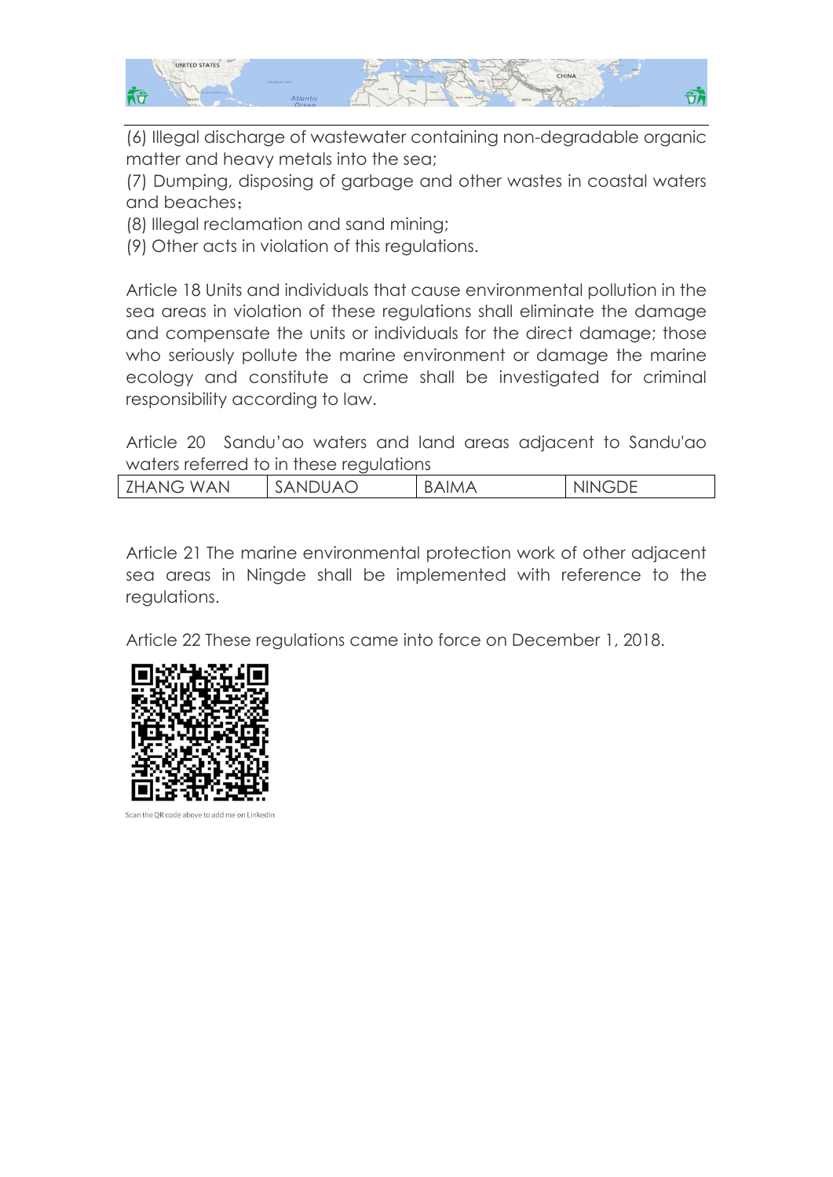(6) Illegal discharge of wastewater containing non-degradable organic matter and heavy metals into the sea;

(7) Dumping, disposing of garbage and other wastes in coastal waters and beaches；

(8) Illegal reclamation and sand mining;

(9) Other acts in violation of this regulations.

Article 18 Units and individuals that cause environmental pollution in the sea areas in violation of these regulations shall eliminate the damage and compensate the units or individuals for the direct damage; those who seriously pollute the marine environment or damage the marine ecology and constitute a crime shall be investigated for criminal responsibility according to law.

Article 20 Sandu'ao waters and land areas adjacent to Sandu'ao waters referred to in these regulations

| | | | |
|---|---|---|---|
| ZHANG WAN | SANDUAO | BAIMA | NINGDE |

Article 21 The marine environmental protection work of other adjacent sea areas in Ningde shall be implemented with reference to the regulations.

Article 22 These regulations came into force on December 1, 2018.

Scan the QR code above to add me on LinkedIn